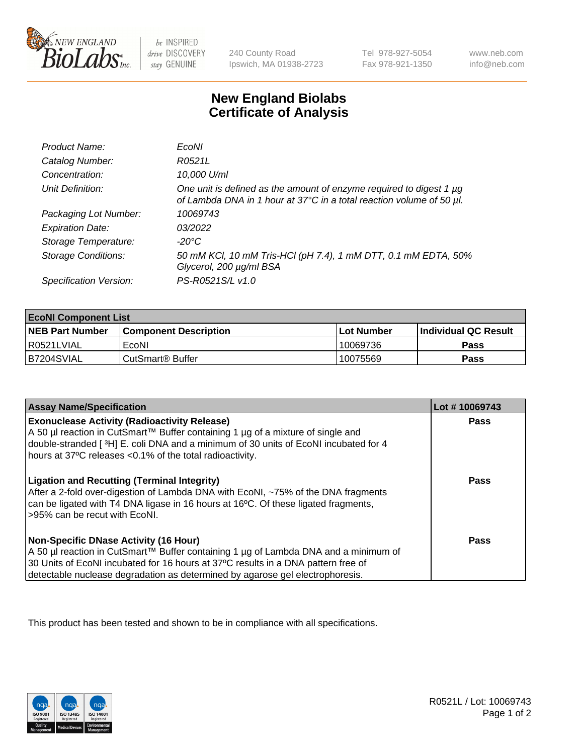# New England Biolabs Certificate of Analysis

| | |
|---|---|
| *Product Name:* | *EcoNI* |
| *Catalog Number:* | *R0521L* |
| *Concentration:* | *10,000 U/ml* |
| *Unit Definition:* | *One unit is defined as the amount of enzyme required to digest 1 µg of Lambda DNA in 1 hour at 37°C in a total reaction volume of 50 µl.* |
| *Packaging Lot Number:* | *10069743* |
| *Expiration Date:* | *03/2022* |
| *Storage Temperature:* | *-20°C* |
| *Storage Conditions:* | *50 mM KCl, 10 mM Tris-HCl (pH 7.4), 1 mM DTT, 0.1 mM EDTA, 50% Glycerol, 200 µg/ml BSA* |
| *Specification Version:* | *PS-R0521S/L v1.0* |

| **EcoNI Component List** | | | |
|---|---|---|---|
| **NEB Part Number** | **Component Description** | **Lot Number** | **Individual QC Result** |
| R0521LVIAL | EcoNI | 10069736 | **Pass** |
| B7204SVIAL | CutSmart® Buffer | 10075569 | **Pass** |

| **Assay Name/Specification** | **Lot # 10069743** |
|---|---|
| **Exonuclease Activity (Radioactivity Release)** A 50 µl reaction in CutSmart™ Buffer containing 1 µg of a mixture of single and double-stranded [ $^3$H] E. coli DNA and a minimum of 30 units of EcoNI incubated for 4 hours at 37ºC releases <0.1% of the total radioactivity. | **Pass** |
| **Ligation and Recutting (Terminal Integrity)** After a 2-fold over-digestion of Lambda DNA with EcoNI, ~75% of the DNA fragments can be ligated with T4 DNA ligase in 16 hours at 16ºC. Of these ligated fragments, >95% can be recut with EcoNI. | **Pass** |
| **Non-Specific DNase Activity (16 Hour)** A 50 µl reaction in CutSmart™ Buffer containing 1 µg of Lambda DNA and a minimum of 30 Units of EcoNI incubated for 16 hours at 37ºC results in a DNA pattern free of detectable nuclease degradation as determined by agarose gel electrophoresis. | **Pass** |

This product has been tested and shown to be in compliance with all specifications.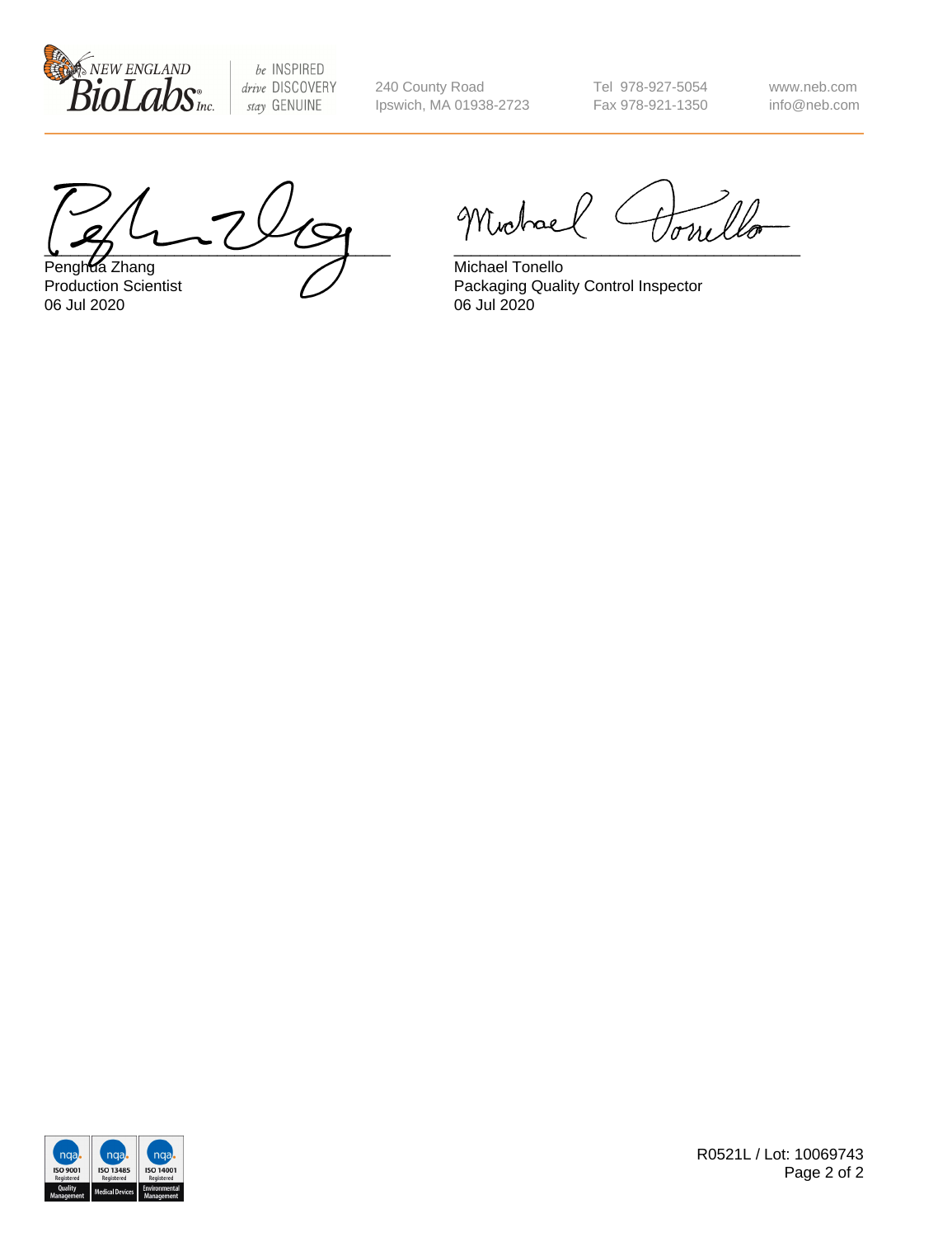New England BioLabs Inc. — be INSPIRED drive DISCOVERY stay GENUINE

240 County Road
Ipswich, MA 01938-2723

Tel 978-927-5054
Fax 978-921-1350

www.neb.com
info@neb.com

______________________________
Penghua Zhang
Production Scientist
06 Jul 2020

______________________________
Michael Tonello
Packaging Quality Control Inspector
06 Jul 2020

ISO 9001 Registered Quality Management | ISO 13485 Registered Medical Devices | ISO 14001 Registered Environmental Management

R0521L / Lot: 10069743